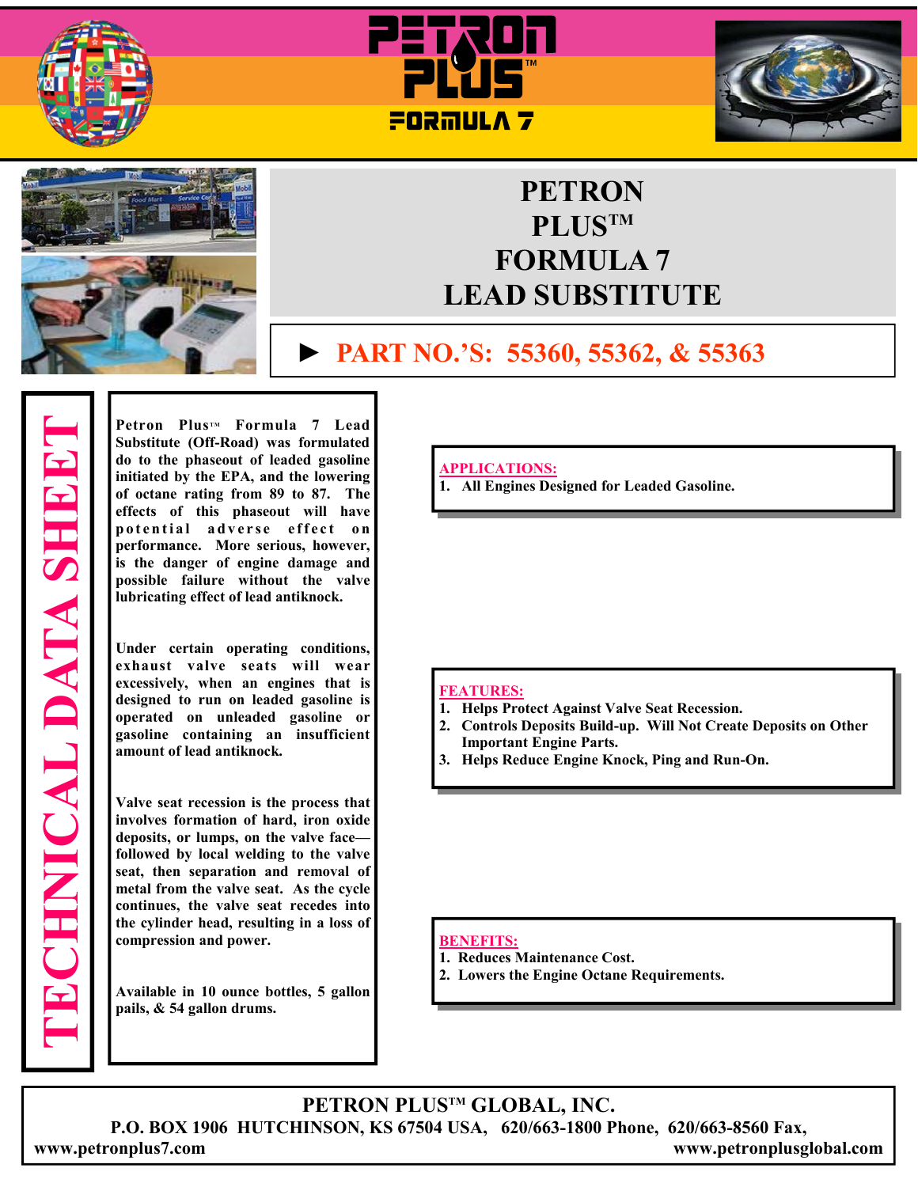# PETRON PLUS™ FORMULA 7 LEAD SUBSTITUTE

## ► PART NO.'S: 55360, 55362, & 55363

**TECHNICAL DATA SHEET**

**Petron Plus™ Formula 7 Lead Substitute (Off-Road) was formulated do to the phaseout of leaded gasoline initiated by the EPA, and the lowering of octane rating from 89 to 87. The effects of this phaseout will have potential adverse effect on performance. More serious, however, is the danger of engine damage and possible failure without the valve lubricating effect of lead antiknock.**

**Under certain operating conditions, exhaust valve seats will wear excessively, when an engines that is designed to run on leaded gasoline is operated on unleaded gasoline or gasoline containing an insufficient amount of lead antiknock.**

**Valve seat recession is the process that involves formation of hard, iron oxide deposits, or lumps, on the valve face—followed by local welding to the valve seat, then separation and removal of metal from the valve seat. As the cycle continues, the valve seat recedes into the cylinder head, resulting in a loss of compression and power.**

**Available in 10 ounce bottles, 5 gallon pails, & 54 gallon drums.**

### APPLICATIONS:

1. **All Engines Designed for Leaded Gasoline.**

### FEATURES:

1. **Helps Protect Against Valve Seat Recession.**
2. **Controls Deposits Build-up. Will Not Create Deposits on Other Important Engine Parts.**
3. **Helps Reduce Engine Knock, Ping and Run-On.**

### BENEFITS:

1. **Reduces Maintenance Cost.**
2. **Lowers the Engine Octane Requirements.**

**PETRON PLUS™ GLOBAL, INC.**
**P.O. BOX 1906 HUTCHINSON, KS 67504 USA, 620/663-1800 Phone, 620/663-8560 Fax,**
**www.petronplus7.com** **www.petronplusglobal.com**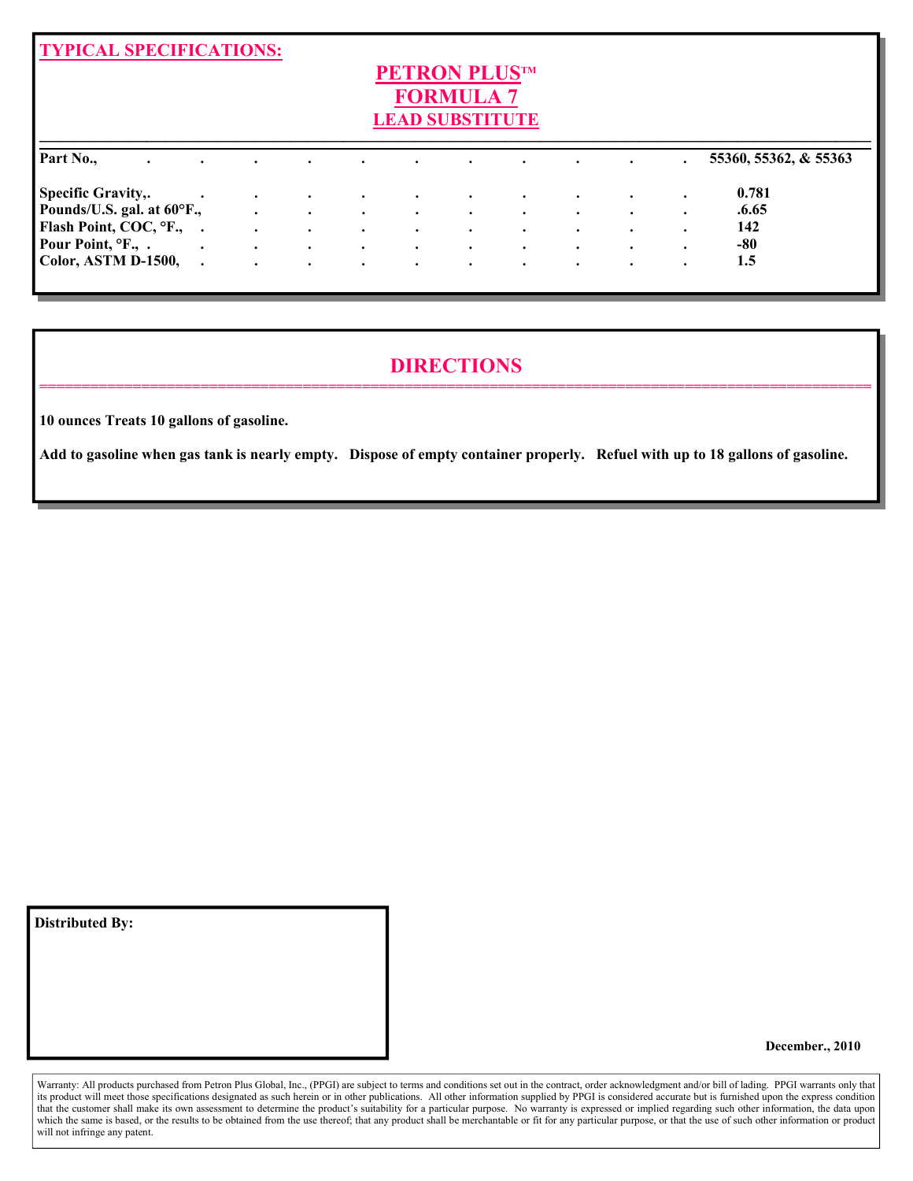**TYPICAL SPECIFICATIONS:**

# PETRON PLUS™
# FORMULA 7
## LEAD SUBSTITUTE

| | |
|---|---|
| **Part No.,** | **55360, 55362, & 55363** |
| **Specific Gravity,.** | **0.781** |
| **Pounds/U.S. gal. at 60°F.,** | **.6.65** |
| **Flash Point, COC, °F.,** | **142** |
| **Pour Point, °F., .** | **-80** |
| **Color, ASTM D-1500,** | **1.5** |

## DIRECTIONS

**10 ounces Treats 10 gallons of gasoline.**

**Add to gasoline when gas tank is nearly empty. Dispose of empty container properly. Refuel with up to 18 gallons of gasoline.**

**Distributed By:**

**December., 2010**

Warranty: All products purchased from Petron Plus Global, Inc., (PPGI) are subject to terms and conditions set out in the contract, order acknowledgment and/or bill of lading. PPGI warrants only that its product will meet those specifications designated as such herein or in other publications. All other information supplied by PPGI is considered accurate but is furnished upon the express condition that the customer shall make its own assessment to determine the product's suitability for a particular purpose. No warranty is expressed or implied regarding such other information, the data upon which the same is based, or the results to be obtained from the use thereof; that any product shall be merchantable or fit for any particular purpose, or that the use of such other information or product will not infringe any patent.